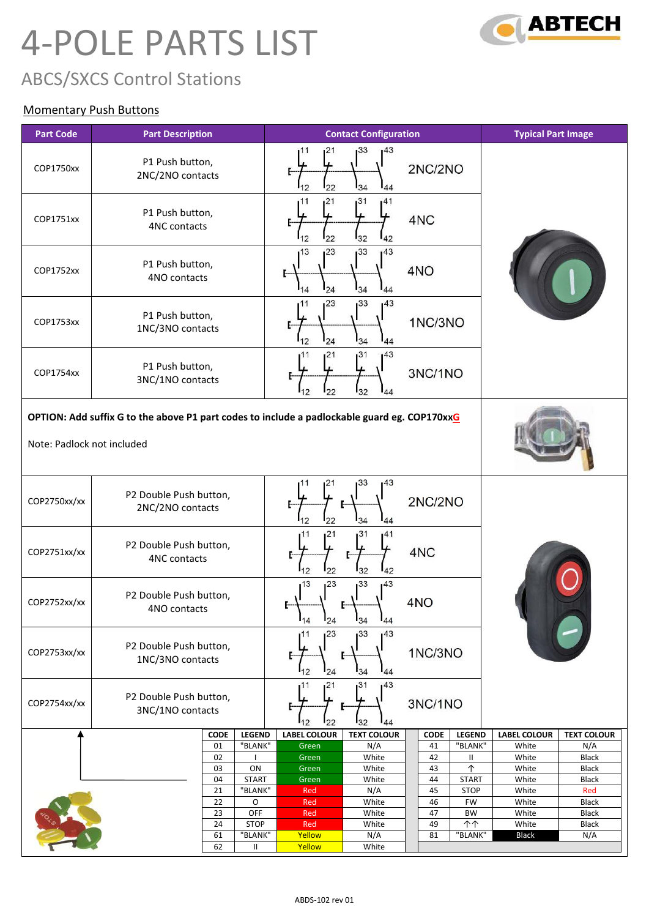# 4-POLE PARTS LIST

## ABCS/SXCS Control Stations

### Momentary Push Buttons

| Part Code | Part Description | Contact Configuration | Typical Part Image |
|---|---|---|---|
| COP1750xx | P1 Push button, 2NC/2NO contacts | 11-12, 21-22, 33-34, 43-44 — 2NC/2NO | |
| COP1751xx | P1 Push button, 4NC contacts | 11-12, 21-22, 31-32, 41-42 — 4NC | |
| COP1752xx | P1 Push button, 4NO contacts | 13-14, 23-24, 33-34, 43-44 — 4NO | |
| COP1753xx | P1 Push button, 1NC/3NO contacts | 11-12, 23-24, 33-34, 43-44 — 1NC/3NO | |
| COP1754xx | P1 Push button, 3NC/1NO contacts | 11-12, 21-22, 31-32, 43-44 — 3NC/1NO | |

**OPTION: Add suffix G to the above P1 part codes to include a padlockable guard eg. COP170xxG**

Note: Padlock not included

| Part Code | Part Description | Contact Configuration | Typical Part Image |
|---|---|---|---|
| COP2750xx/xx | P2 Double Push button, 2NC/2NO contacts | 11-12, 21-22, 33-34, 43-44 — 2NC/2NO | |
| COP2751xx/xx | P2 Double Push button, 4NC contacts | 11-12, 21-22, 31-32, 41-42 — 4NC | |
| COP2752xx/xx | P2 Double Push button, 4NO contacts | 13-14, 23-24, 33-34, 43-44 — 4NO | |
| COP2753xx/xx | P2 Double Push button, 1NC/3NO contacts | 11-12, 23-24, 33-34, 43-44 — 1NC/3NO | |
| COP2754xx/xx | P2 Double Push button, 3NC/1NO contacts | 11-12, 21-22, 31-32, 43-44 — 3NC/1NO | |

| CODE | LEGEND | LABEL COLOUR | TEXT COLOUR |
|---|---|---|---|
| 01 | "BLANK" | Green | N/A |
| 02 | I | Green | White |
| 03 | ON | Green | White |
| 04 | START | Green | White |
| 21 | "BLANK" | Red | N/A |
| 22 | O | Red | White |
| 23 | OFF | Red | White |
| 24 | STOP | Red | White |
| 61 | "BLANK" | Yellow | N/A |
| 62 | II | Yellow | White |

| CODE | LEGEND | LABEL COLOUR | TEXT COLOUR |
|---|---|---|---|
| 41 | "BLANK" | White | N/A |
| 42 | II | White | Black |
| 43 | ↑ | White | Black |
| 44 | START | White | Black |
| 45 | STOP | White | Red |
| 46 | FW | White | Black |
| 47 | BW | White | Black |
| 49 | ↑↑ | White | Black |
| 81 | "BLANK" | Black | N/A |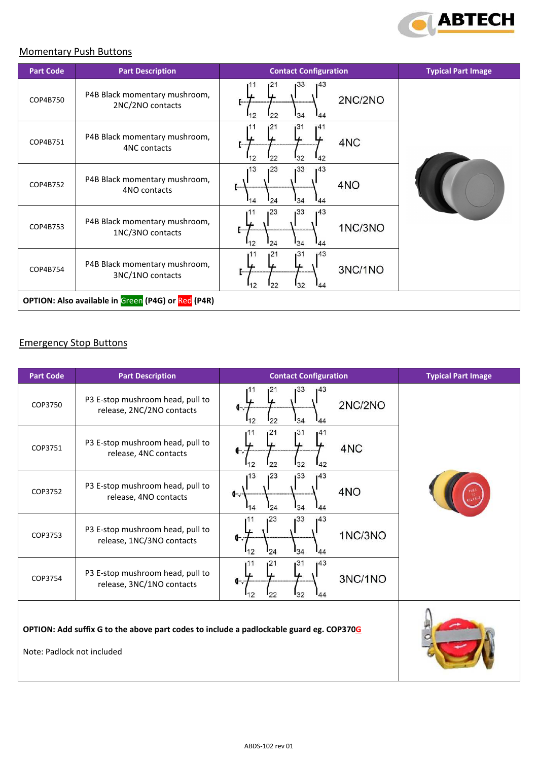## Momentary Push Buttons

| Part Code | Part Description | Contact Configuration | Typical Part Image |
|---|---|---|---|
| COP4B750 | P4B Black momentary mushroom, 2NC/2NO contacts | 2NC/2NO | |
| COP4B751 | P4B Black momentary mushroom, 4NC contacts | 4NC | |
| COP4B752 | P4B Black momentary mushroom, 4NO contacts | 4NO | |
| COP4B753 | P4B Black momentary mushroom, 1NC/3NO contacts | 1NC/3NO | |
| COP4B754 | P4B Black momentary mushroom, 3NC/1NO contacts | 3NC/1NO | |

**OPTION: Also available in Green (P4G) or Red (P4R)**

## Emergency Stop Buttons

| Part Code | Part Description | Contact Configuration | Typical Part Image |
|---|---|---|---|
| COP3750 | P3 E-stop mushroom head, pull to release, 2NC/2NO contacts | 2NC/2NO | |
| COP3751 | P3 E-stop mushroom head, pull to release, 4NC contacts | 4NC | |
| COP3752 | P3 E-stop mushroom head, pull to release, 4NO contacts | 4NO | |
| COP3753 | P3 E-stop mushroom head, pull to release, 1NC/3NO contacts | 1NC/3NO | |
| COP3754 | P3 E-stop mushroom head, pull to release, 3NC/1NO contacts | 3NC/1NO | |

**OPTION: Add suffix G to the above part codes to include a padlockable guard eg. COP370G**

Note: Padlock not included

ABDS-102 rev 01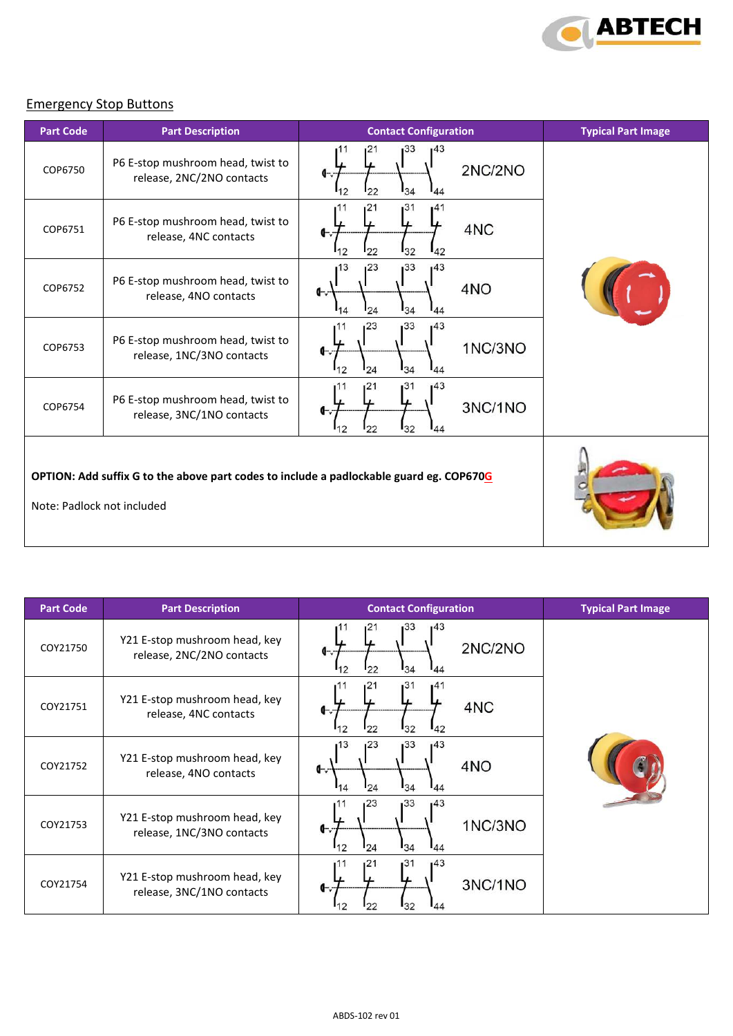## Emergency Stop Buttons

| Part Code | Part Description | Contact Configuration | Typical Part Image |
|---|---|---|---|
| COP6750 | P6 E-stop mushroom head, twist to release, 2NC/2NO contacts | 11-12, 21-22, 33-34, 43-44 — 2NC/2NO | |
| COP6751 | P6 E-stop mushroom head, twist to release, 4NC contacts | 11-12, 21-22, 31-32, 41-42 — 4NC | |
| COP6752 | P6 E-stop mushroom head, twist to release, 4NO contacts | 13-14, 23-24, 33-34, 43-44 — 4NO | |
| COP6753 | P6 E-stop mushroom head, twist to release, 1NC/3NO contacts | 11-12, 23-24, 33-34, 43-44 — 1NC/3NO | |
| COP6754 | P6 E-stop mushroom head, twist to release, 3NC/1NO contacts | 11-12, 21-22, 31-32, 43-44 — 3NC/1NO | |

**OPTION: Add suffix G to the above part codes to include a padlockable guard eg. COP670G**

Note: Padlock not included

| Part Code | Part Description | Contact Configuration | Typical Part Image |
|---|---|---|---|
| COY21750 | Y21 E-stop mushroom head, key release, 2NC/2NO contacts | 11-12, 21-22, 33-34, 43-44 — 2NC/2NO | |
| COY21751 | Y21 E-stop mushroom head, key release, 4NC contacts | 11-12, 21-22, 31-32, 41-42 — 4NC | |
| COY21752 | Y21 E-stop mushroom head, key release, 4NO contacts | 13-14, 23-24, 33-34, 43-44 — 4NO | |
| COY21753 | Y21 E-stop mushroom head, key release, 1NC/3NO contacts | 11-12, 23-24, 33-34, 43-44 — 1NC/3NO | |
| COY21754 | Y21 E-stop mushroom head, key release, 3NC/1NO contacts | 11-12, 21-22, 31-32, 43-44 — 3NC/1NO | |

ABDS-102 rev 01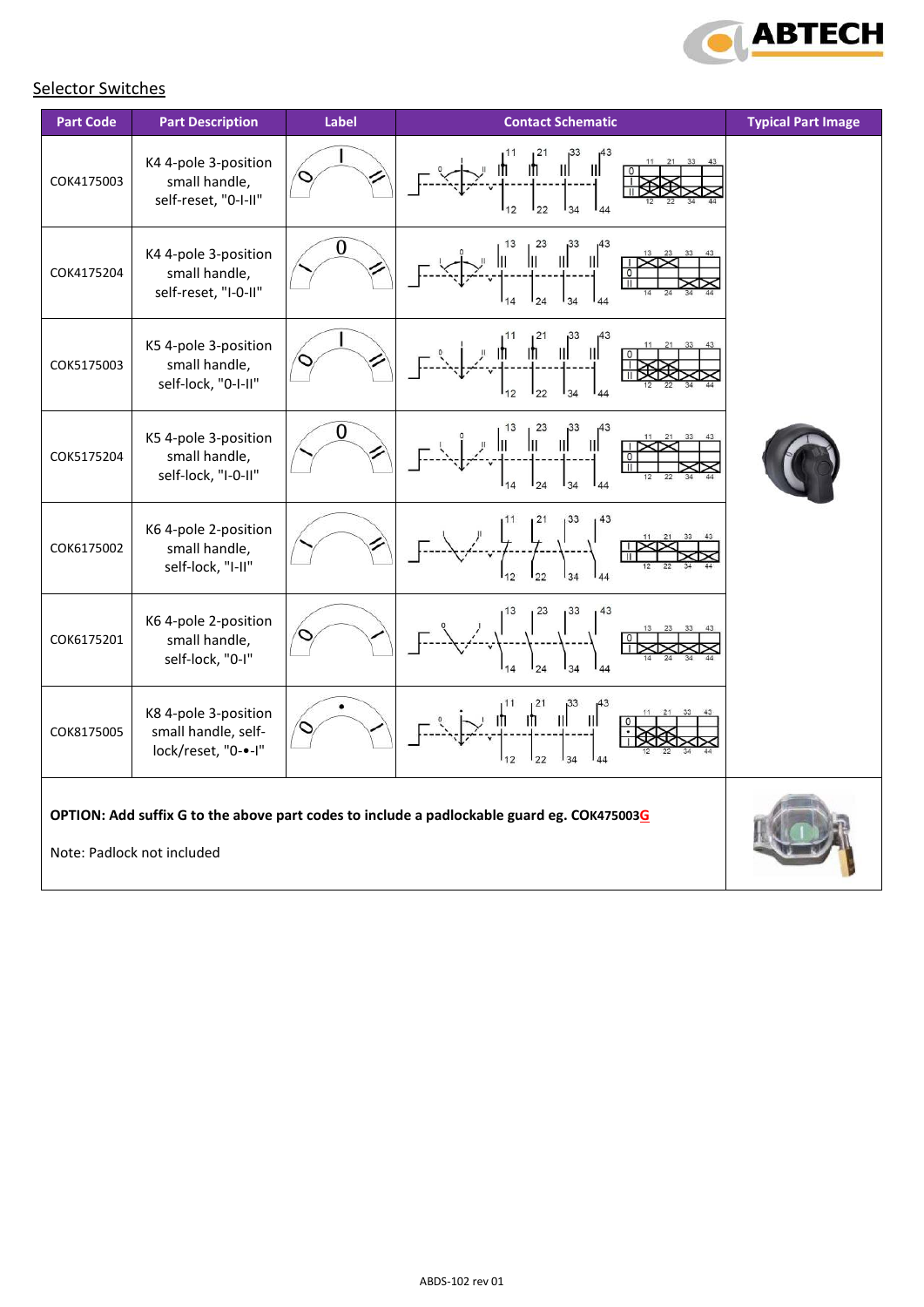## Selector Switches

| Part Code | Part Description | Label | Contact Schematic | Typical Part Image |
|---|---|---|---|---|
| COK4175003 | K4 4-pole 3-position small handle, self-reset, "0-I-II" | | | |
| COK4175204 | K4 4-pole 3-position small handle, self-reset, "I-0-II" | | | |
| COK5175003 | K5 4-pole 3-position small handle, self-lock, "0-I-II" | | | |
| COK5175204 | K5 4-pole 3-position small handle, self-lock, "I-0-II" | | | |
| COK6175002 | K6 4-pole 2-position small handle, self-lock, "I-II" | | | |
| COK6175201 | K6 4-pole 2-position small handle, self-lock, "0-I" | | | |
| COK8175005 | K8 4-pole 3-position small handle, self-lock/reset, "0-•-I" | | | |

**OPTION: Add suffix G to the above part codes to include a padlockable guard eg. COK475003G**

Note: Padlock not included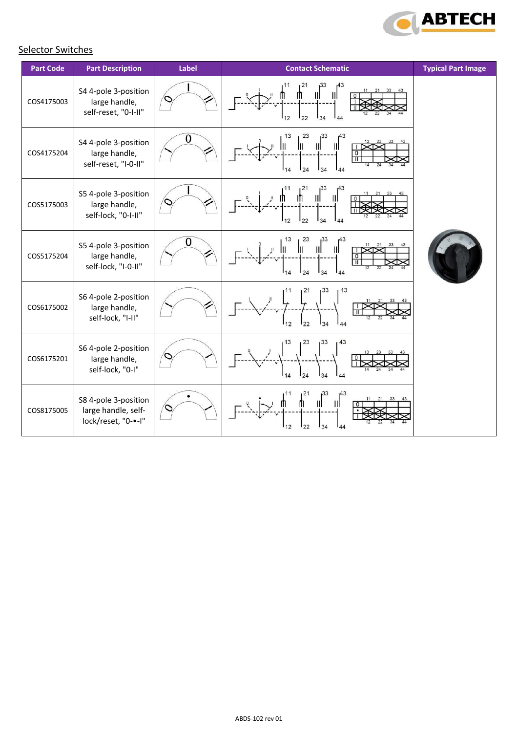## Selector Switches

| Part Code | Part Description | Label | Contact Schematic | Typical Part Image |
|---|---|---|---|---|
| COS4175003 | S4 4-pole 3-position large handle, self-reset, "0-I-II" | | | |
| COS4175204 | S4 4-pole 3-position large handle, self-reset, "I-0-II" | | | |
| COS5175003 | S5 4-pole 3-position large handle, self-lock, "0-I-II" | | | |
| COS5175204 | S5 4-pole 3-position large handle, self-lock, "I-0-II" | | | |
| COS6175002 | S6 4-pole 2-position large handle, self-lock, "I-II" | | | |
| COS6175201 | S6 4-pole 2-position large handle, self-lock, "0-I" | | | |
| COS8175005 | S8 4-pole 3-position large handle, self-lock/reset, "0-•-I" | | | |

ABDS-102 rev 01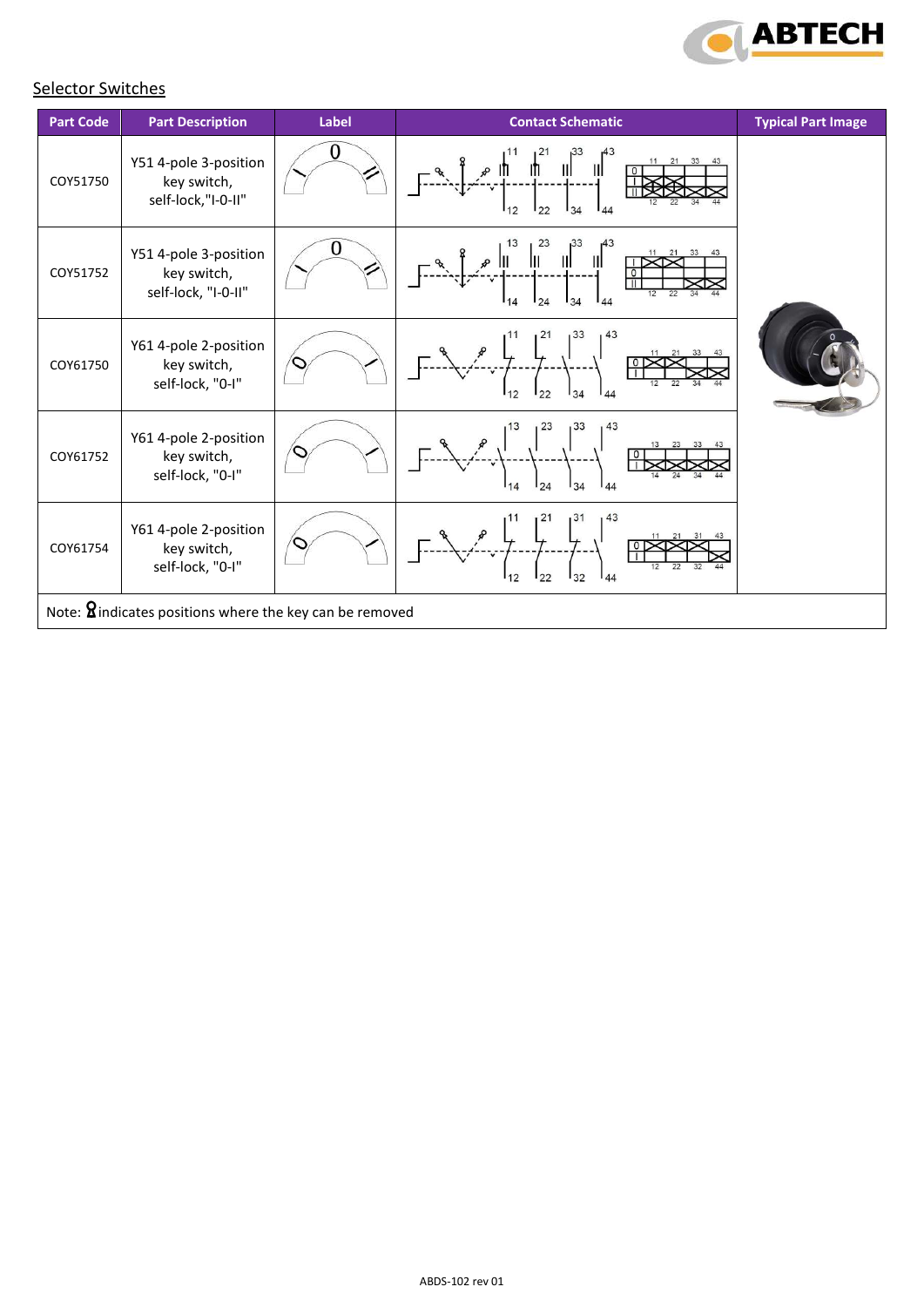## Selector Switches

| Part Code | Part Description | Label | Contact Schematic | Typical Part Image |
|---|---|---|---|---|
| COY51750 | Y51 4-pole 3-position key switch, self-lock,"I-0-II" | | | |
| COY51752 | Y51 4-pole 3-position key switch, self-lock, "I-0-II" | | | |
| COY61750 | Y61 4-pole 2-position key switch, self-lock, "0-I" | | | |
| COY61752 | Y61 4-pole 2-position key switch, self-lock, "0-I" | | | |
| COY61754 | Y61 4-pole 2-position key switch, self-lock, "0-I" | | | |

Note: indicates positions where the key can be removed